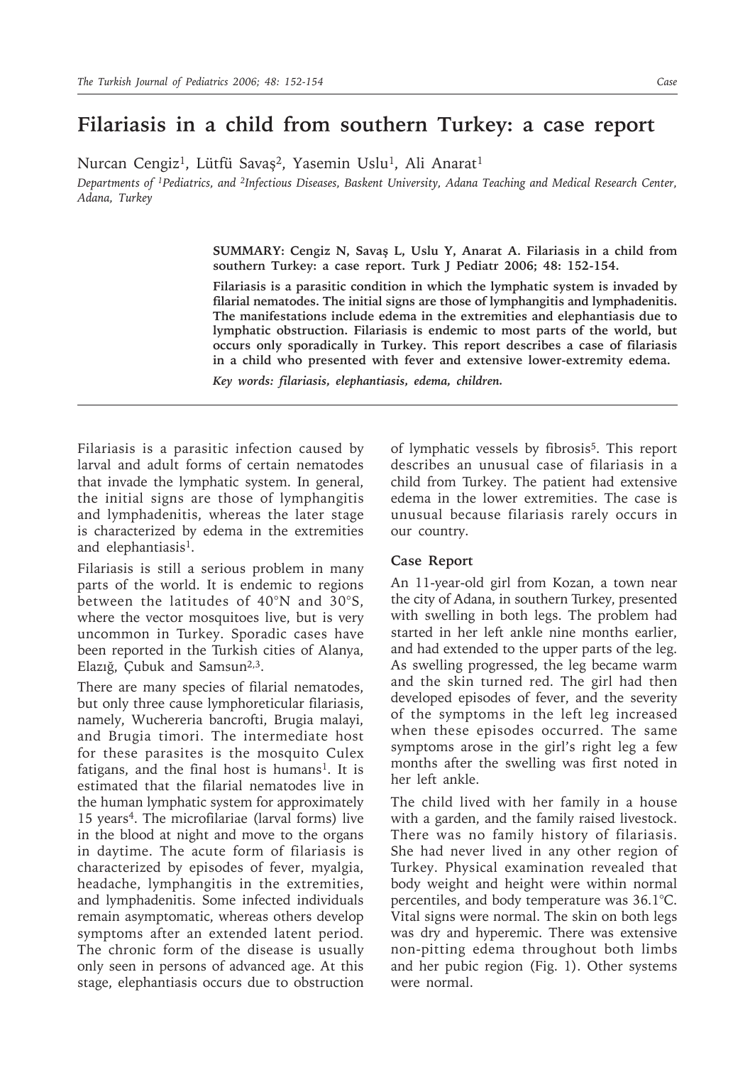# Filariasis in a child from southern Turkey: a case report

Nurcan Cengiz[1], Lütfü Savaş[2], Yasemin Uslu[1], Ali Anarat[1]

*Departments of [1]Pediatrics, and [2]Infectious Diseases, Baskent University, Adana Teaching and Medical Research Center, Adana, Turkey*

**SUMMARY: Cengiz N, Savaş L, Uslu Y, Anarat A. Filariasis in a child from southern Turkey: a case report. Turk J Pediatr 2006; 48: 152-154.**

**Filariasis is a parasitic condition in which the lymphatic system is invaded by filarial nematodes. The initial signs are those of lymphangitis and lymphadenitis. The manifestations include edema in the extremities and elephantiasis due to lymphatic obstruction. Filariasis is endemic to most parts of the world, but occurs only sporadically in Turkey. This report describes a case of filariasis in a child who presented with fever and extensive lower-extremity edema.**

***Key words: filariasis, elephantiasis, edema, children.***

Filariasis is a parasitic infection caused by larval and adult forms of certain nematodes that invade the lymphatic system. In general, the initial signs are those of lymphangitis and lymphadenitis, whereas the later stage is characterized by edema in the extremities and elephantiasis[1].

Filariasis is still a serious problem in many parts of the world. It is endemic to regions between the latitudes of 40°N and 30°S, where the vector mosquitoes live, but is very uncommon in Turkey. Sporadic cases have been reported in the Turkish cities of Alanya, Elazığ, Çubuk and Samsun[2,3].

There are many species of filarial nematodes, but only three cause lymphoreticular filariasis, namely, Wuchereria bancrofti, Brugia malayi, and Brugia timori. The intermediate host for these parasites is the mosquito Culex fatigans, and the final host is humans[1]. It is estimated that the filarial nematodes live in the human lymphatic system for approximately 15 years[4]. The microfilariae (larval forms) live in the blood at night and move to the organs in daytime. The acute form of filariasis is characterized by episodes of fever, myalgia, headache, lymphangitis in the extremities, and lymphadenitis. Some infected individuals remain asymptomatic, whereas others develop symptoms after an extended latent period. The chronic form of the disease is usually only seen in persons of advanced age. At this stage, elephantiasis occurs due to obstruction of lymphatic vessels by fibrosis[5]. This report describes an unusual case of filariasis in a child from Turkey. The patient had extensive edema in the lower extremities. The case is unusual because filariasis rarely occurs in our country.

## Case Report

An 11-year-old girl from Kozan, a town near the city of Adana, in southern Turkey, presented with swelling in both legs. The problem had started in her left ankle nine months earlier, and had extended to the upper parts of the leg. As swelling progressed, the leg became warm and the skin turned red. The girl had then developed episodes of fever, and the severity of the symptoms in the left leg increased when these episodes occurred. The same symptoms arose in the girl's right leg a few months after the swelling was first noted in her left ankle.

The child lived with her family in a house with a garden, and the family raised livestock. There was no family history of filariasis. She had never lived in any other region of Turkey. Physical examination revealed that body weight and height were within normal percentiles, and body temperature was 36.1°C. Vital signs were normal. The skin on both legs was dry and hyperemic. There was extensive non-pitting edema throughout both limbs and her pubic region (Fig. 1). Other systems were normal.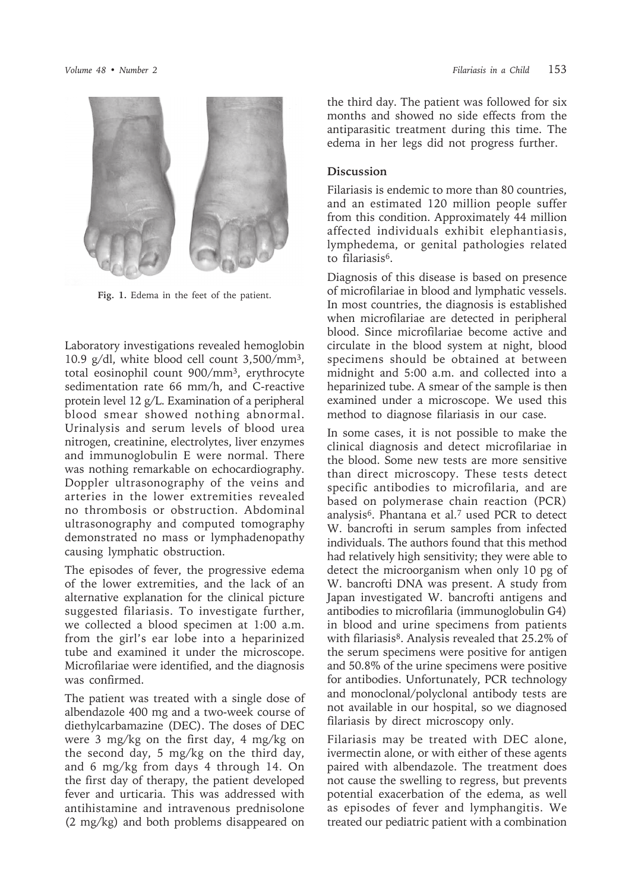Fig. 1. Edema in the feet of the patient.

Laboratory investigations revealed hemoglobin 10.9 g/dl, white blood cell count 3,500/mm$^3$, total eosinophil count 900/mm$^3$, erythrocyte sedimentation rate 66 mm/h, and C-reactive protein level 12 g/L. Examination of a peripheral blood smear showed nothing abnormal. Urinalysis and serum levels of blood urea nitrogen, creatinine, electrolytes, liver enzymes and immunoglobulin E were normal. There was nothing remarkable on echocardiography. Doppler ultrasonography of the veins and arteries in the lower extremities revealed no thrombosis or obstruction. Abdominal ultrasonography and computed tomography demonstrated no mass or lymphadenopathy causing lymphatic obstruction.

The episodes of fever, the progressive edema of the lower extremities, and the lack of an alternative explanation for the clinical picture suggested filariasis. To investigate further, we collected a blood specimen at 1:00 a.m. from the girl's ear lobe into a heparinized tube and examined it under the microscope. Microfilariae were identified, and the diagnosis was confirmed.

The patient was treated with a single dose of albendazole 400 mg and a two-week course of diethylcarbamazine (DEC). The doses of DEC were 3 mg/kg on the first day, 4 mg/kg on the second day, 5 mg/kg on the third day, and 6 mg/kg from days 4 through 14. On the first day of therapy, the patient developed fever and urticaria. This was addressed with antihistamine and intravenous prednisolone (2 mg/kg) and both problems disappeared on the third day. The patient was followed for six months and showed no side effects from the antiparasitic treatment during this time. The edema in her legs did not progress further.

## Discussion

Filariasis is endemic to more than 80 countries, and an estimated 120 million people suffer from this condition. Approximately 44 million affected individuals exhibit elephantiasis, lymphedema, or genital pathologies related to filariasis[6].

Diagnosis of this disease is based on presence of microfilariae in blood and lymphatic vessels. In most countries, the diagnosis is established when microfilariae are detected in peripheral blood. Since microfilariae become active and circulate in the blood system at night, blood specimens should be obtained at between midnight and 5:00 a.m. and collected into a heparinized tube. A smear of the sample is then examined under a microscope. We used this method to diagnose filariasis in our case.

In some cases, it is not possible to make the clinical diagnosis and detect microfilariae in the blood. Some new tests are more sensitive than direct microscopy. These tests detect specific antibodies to microfilaria, and are based on polymerase chain reaction (PCR) analysis[6]. Phantana et al.[7] used PCR to detect W. bancrofti in serum samples from infected individuals. The authors found that this method had relatively high sensitivity; they were able to detect the microorganism when only 10 pg of W. bancrofti DNA was present. A study from Japan investigated W. bancrofti antigens and antibodies to microfilaria (immunoglobulin G4) in blood and urine specimens from patients with filariasis[8]. Analysis revealed that 25.2% of the serum specimens were positive for antigen and 50.8% of the urine specimens were positive for antibodies. Unfortunately, PCR technology and monoclonal/polyclonal antibody tests are not available in our hospital, so we diagnosed filariasis by direct microscopy only.

Filariasis may be treated with DEC alone, ivermectin alone, or with either of these agents paired with albendazole. The treatment does not cause the swelling to regress, but prevents potential exacerbation of the edema, as well as episodes of fever and lymphangitis. We treated our pediatric patient with a combination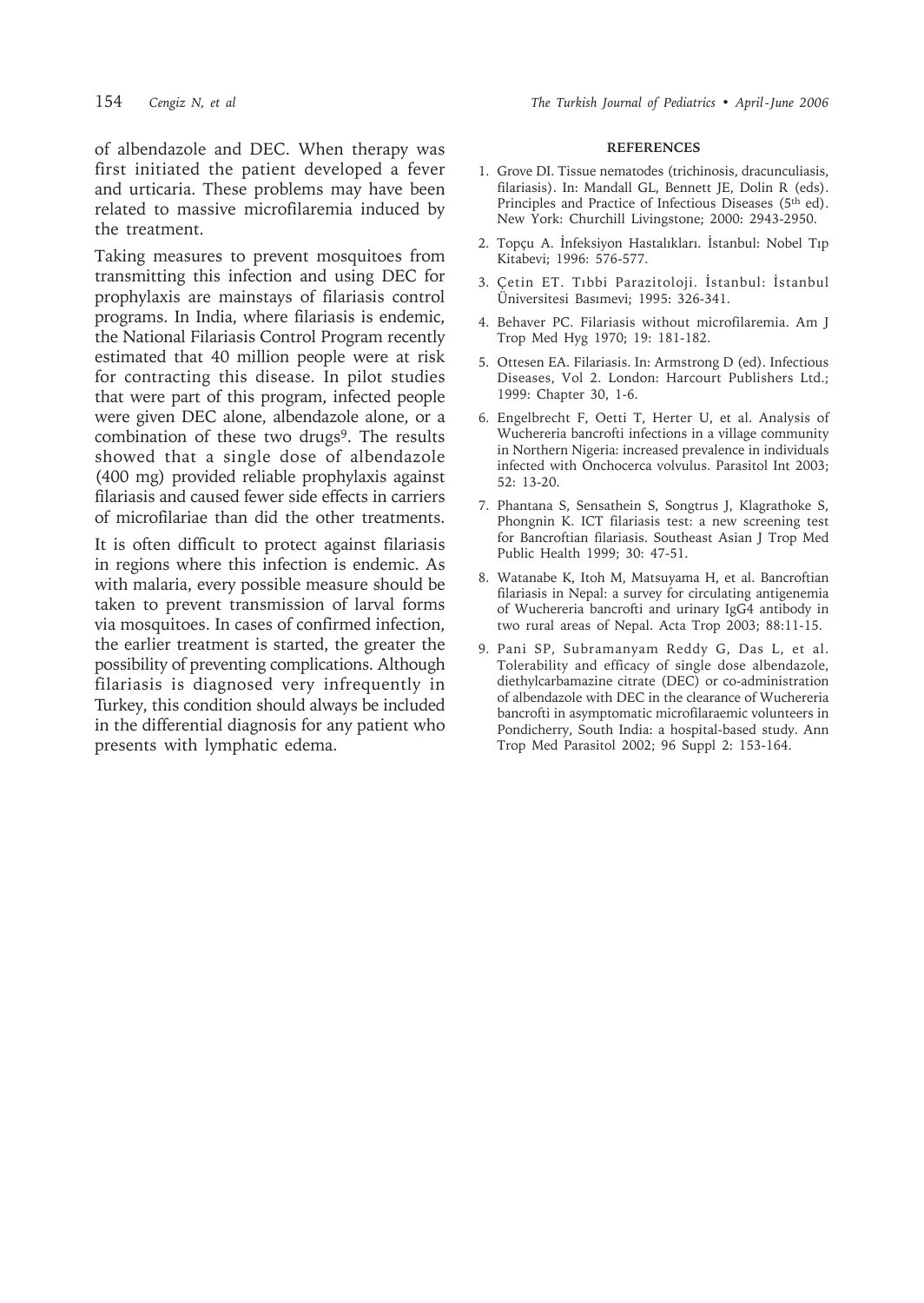of albendazole and DEC. When therapy was first initiated the patient developed a fever and urticaria. These problems may have been related to massive microfilaremia induced by the treatment.

Taking measures to prevent mosquitoes from transmitting this infection and using DEC for prophylaxis are mainstays of filariasis control programs. In India, where filariasis is endemic, the National Filariasis Control Program recently estimated that 40 million people were at risk for contracting this disease. In pilot studies that were part of this program, infected people were given DEC alone, albendazole alone, or a combination of these two drugs[9]. The results showed that a single dose of albendazole (400 mg) provided reliable prophylaxis against filariasis and caused fewer side effects in carriers of microfilariae than did the other treatments.

It is often difficult to protect against filariasis in regions where this infection is endemic. As with malaria, every possible measure should be taken to prevent transmission of larval forms via mosquitoes. In cases of confirmed infection, the earlier treatment is started, the greater the possibility of preventing complications. Although filariasis is diagnosed very infrequently in Turkey, this condition should always be included in the differential diagnosis for any patient who presents with lymphatic edema.

## REFERENCES

1. Grove DI. Tissue nematodes (trichinosis, dracunculiasis, filariasis). In: Mandall GL, Bennett JE, Dolin R (eds). Principles and Practice of Infectious Diseases (5th ed). New York: Churchill Livingstone; 2000: 2943-2950.
2. Topçu A. İnfeksiyon Hastalıkları. İstanbul: Nobel Tıp Kitabevi; 1996: 576-577.
3. Çetin ET. Tıbbi Parazitoloji. İstanbul: İstanbul Üniversitesi Basımevi; 1995: 326-341.
4. Behaver PC. Filariasis without microfilaremia. Am J Trop Med Hyg 1970; 19: 181-182.
5. Ottesen EA. Filariasis. In: Armstrong D (ed). Infectious Diseases, Vol 2. London: Harcourt Publishers Ltd.; 1999: Chapter 30, 1-6.
6. Engelbrecht F, Oetti T, Herter U, et al. Analysis of Wuchereria bancrofti infections in a village community in Northern Nigeria: increased prevalence in individuals infected with Onchocerca volvulus. Parasitol Int 2003; 52: 13-20.
7. Phantana S, Sensathein S, Songtrus J, Klagrathoke S, Phongnin K. ICT filariasis test: a new screening test for Bancroftian filariasis. Southeast Asian J Trop Med Public Health 1999; 30: 47-51.
8. Watanabe K, Itoh M, Matsuyama H, et al. Bancroftian filariasis in Nepal: a survey for circulating antigenemia of Wuchereria bancrofti and urinary IgG4 antibody in two rural areas of Nepal. Acta Trop 2003; 88:11-15.
9. Pani SP, Subramanyam Reddy G, Das L, et al. Tolerability and efficacy of single dose albendazole, diethylcarbamazine citrate (DEC) or co-administration of albendazole with DEC in the clearance of Wuchereria bancrofti in asymptomatic microfilaraemic volunteers in Pondicherry, South India: a hospital-based study. Ann Trop Med Parasitol 2002; 96 Suppl 2: 153-164.